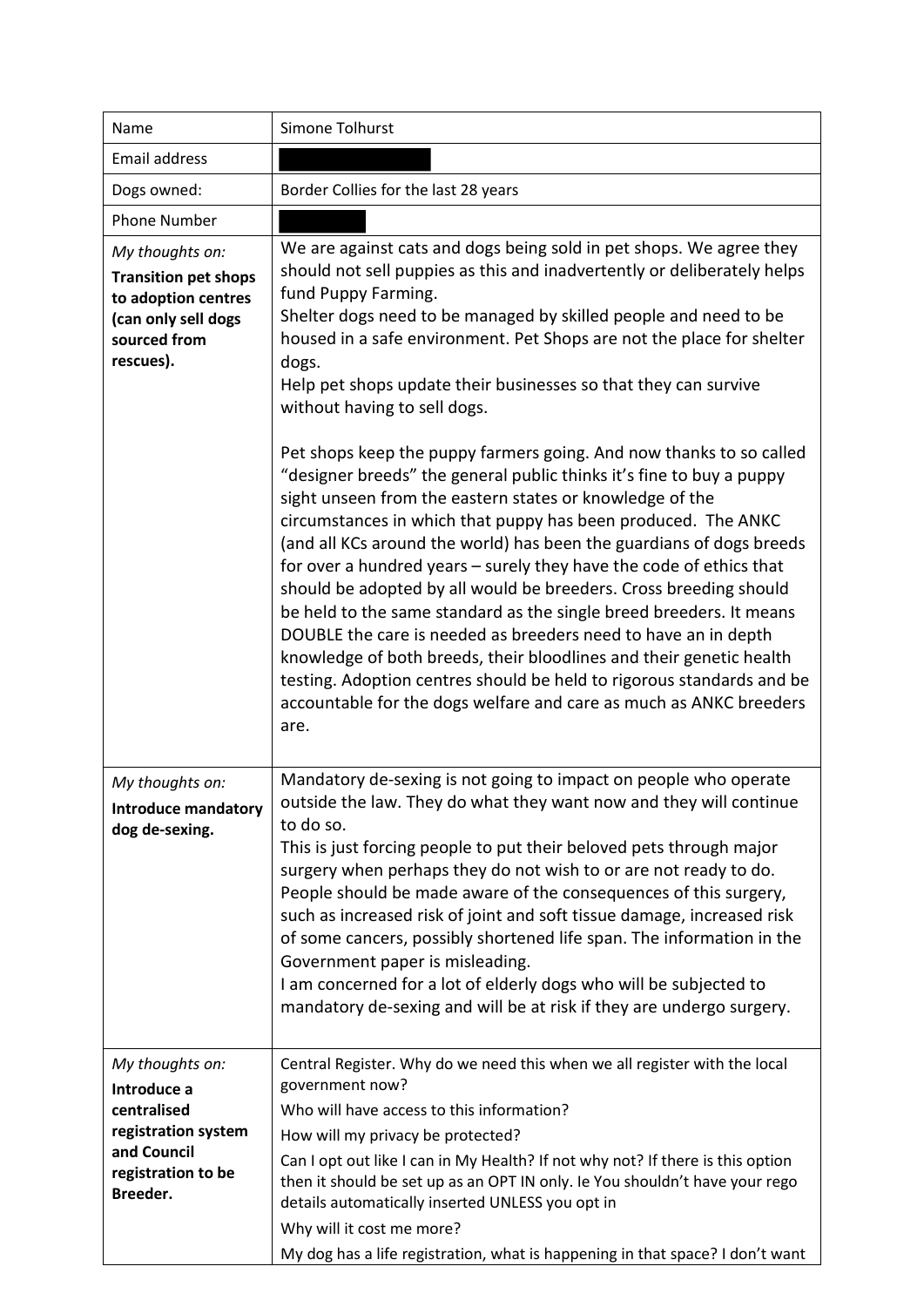| | |
|---|---|
| Name | Simone Tolhurst |
| Email address | |
| Dogs owned: | Border Collies for the last 28 years |
| Phone Number | |
| *My thoughts on:* **Transition pet shops to adoption centres (can only sell dogs sourced from rescues).** | We are against cats and dogs being sold in pet shops. We agree they should not sell puppies as this and inadvertently or deliberately helps fund Puppy Farming.<br>Shelter dogs need to be managed by skilled people and need to be housed in a safe environment. Pet Shops are not the place for shelter dogs.<br>Help pet shops update their businesses so that they can survive without having to sell dogs.<br><br>Pet shops keep the puppy farmers going. And now thanks to so called "designer breeds" the general public thinks it's fine to buy a puppy sight unseen from the eastern states or knowledge of the circumstances in which that puppy has been produced. The ANKC (and all KCs around the world) has been the guardians of dogs breeds for over a hundred years – surely they have the code of ethics that should be adopted by all would be breeders. Cross breeding should be held to the same standard as the single breed breeders. It means DOUBLE the care is needed as breeders need to have an in depth knowledge of both breeds, their bloodlines and their genetic health testing. Adoption centres should be held to rigorous standards and be accountable for the dogs welfare and care as much as ANKC breeders are. |
| *My thoughts on:* **Introduce mandatory dog de-sexing.** | Mandatory de-sexing is not going to impact on people who operate outside the law. They do what they want now and they will continue to do so.<br>This is just forcing people to put their beloved pets through major surgery when perhaps they do not wish to or are not ready to do. People should be made aware of the consequences of this surgery, such as increased risk of joint and soft tissue damage, increased risk of some cancers, possibly shortened life span. The information in the Government paper is misleading.<br>I am concerned for a lot of elderly dogs who will be subjected to mandatory de-sexing and will be at risk if they are undergo surgery. |
| *My thoughts on:* **Introduce a centralised registration system and Council registration to be Breeder.** | Central Register. Why do we need this when we all register with the local government now?<br>Who will have access to this information?<br>How will my privacy be protected?<br>Can I opt out like I can in My Health? If not why not? If there is this option then it should be set up as an OPT IN only. Ie You shouldn't have your rego details automatically inserted UNLESS you opt in<br>Why will it cost me more?<br>My dog has a life registration, what is happening in that space? I don't want |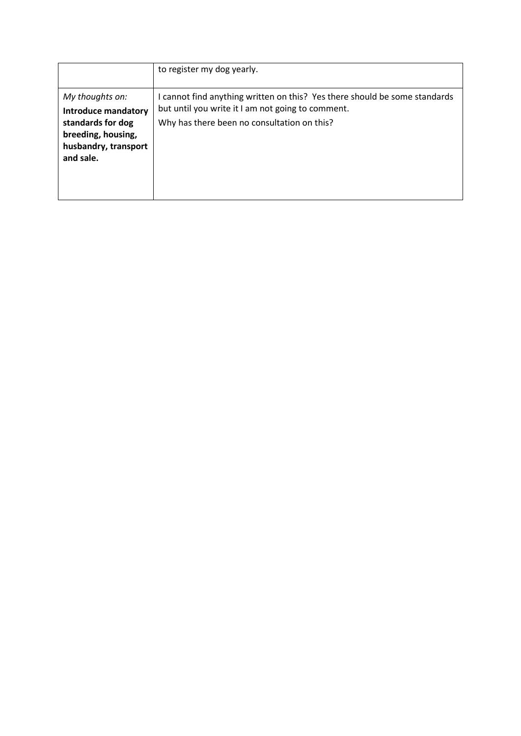| | |
|---|---|
| | to register my dog yearly. |
| *My thoughts on:* **Introduce mandatory standards for dog breeding, housing, husbandry, transport and sale.** | I cannot find anything written on this? Yes there should be some standards but until you write it I am not going to comment.<br>Why has there been no consultation on this? |